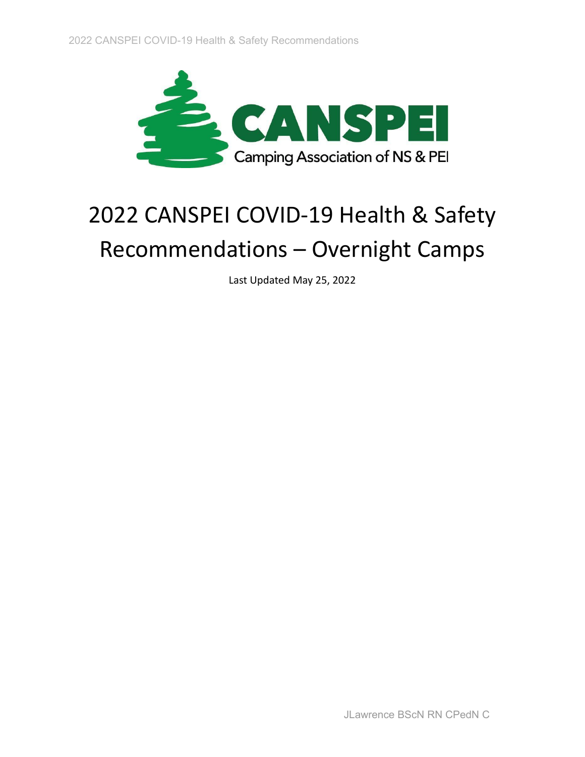# 2022 CANSPEI COVID-19 Health & Safety Recommendations – Overnight Camps

Last Updated May 25, 2022

JLawrence BScN RN CPedN C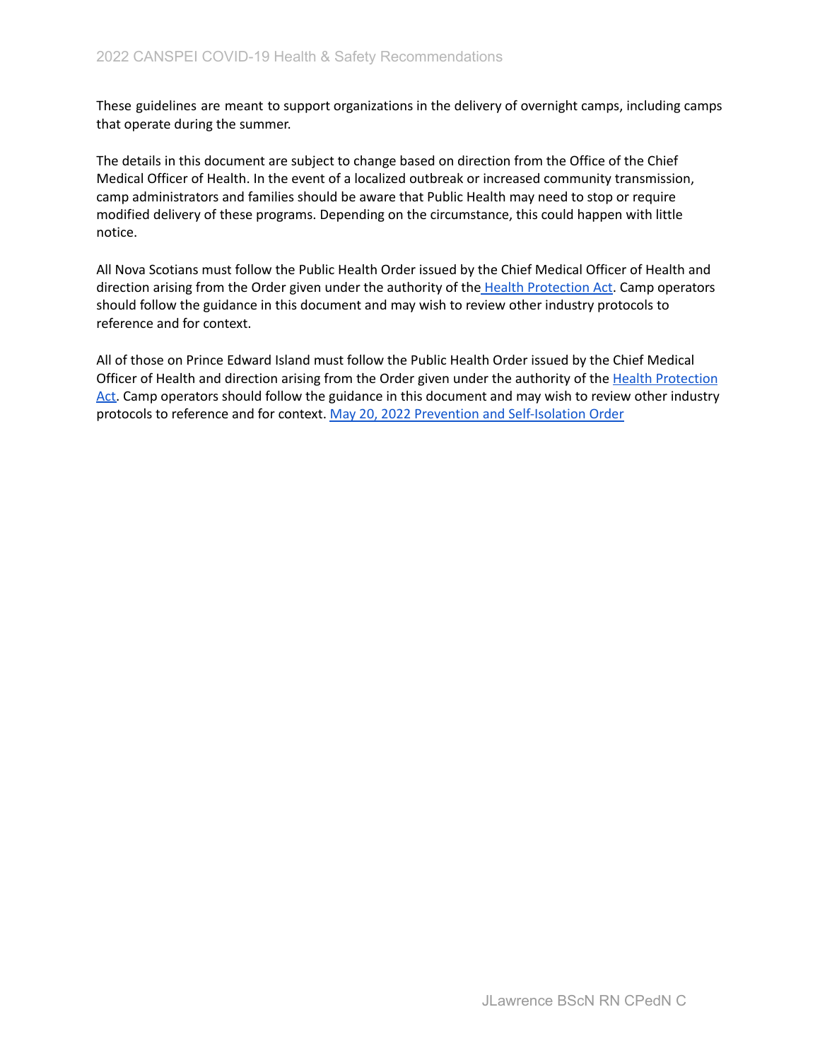These guidelines are meant to support organizations in the delivery of overnight camps, including camps that operate during the summer.

The details in this document are subject to change based on direction from the Office of the Chief Medical Officer of Health. In the event of a localized outbreak or increased community transmission, camp administrators and families should be aware that Public Health may need to stop or require modified delivery of these programs. Depending on the circumstance, this could happen with little notice.

All Nova Scotians must follow the Public Health Order issued by the Chief Medical Officer of Health and direction arising from the Order given under the authority of the Health Protection Act. Camp operators should follow the guidance in this document and may wish to review other industry protocols to reference and for context.

All of those on Prince Edward Island must follow the Public Health Order issued by the Chief Medical Officer of Health and direction arising from the Order given under the authority of the Health Protection Act. Camp operators should follow the guidance in this document and may wish to review other industry protocols to reference and for context. May 20, 2022 Prevention and Self-Isolation Order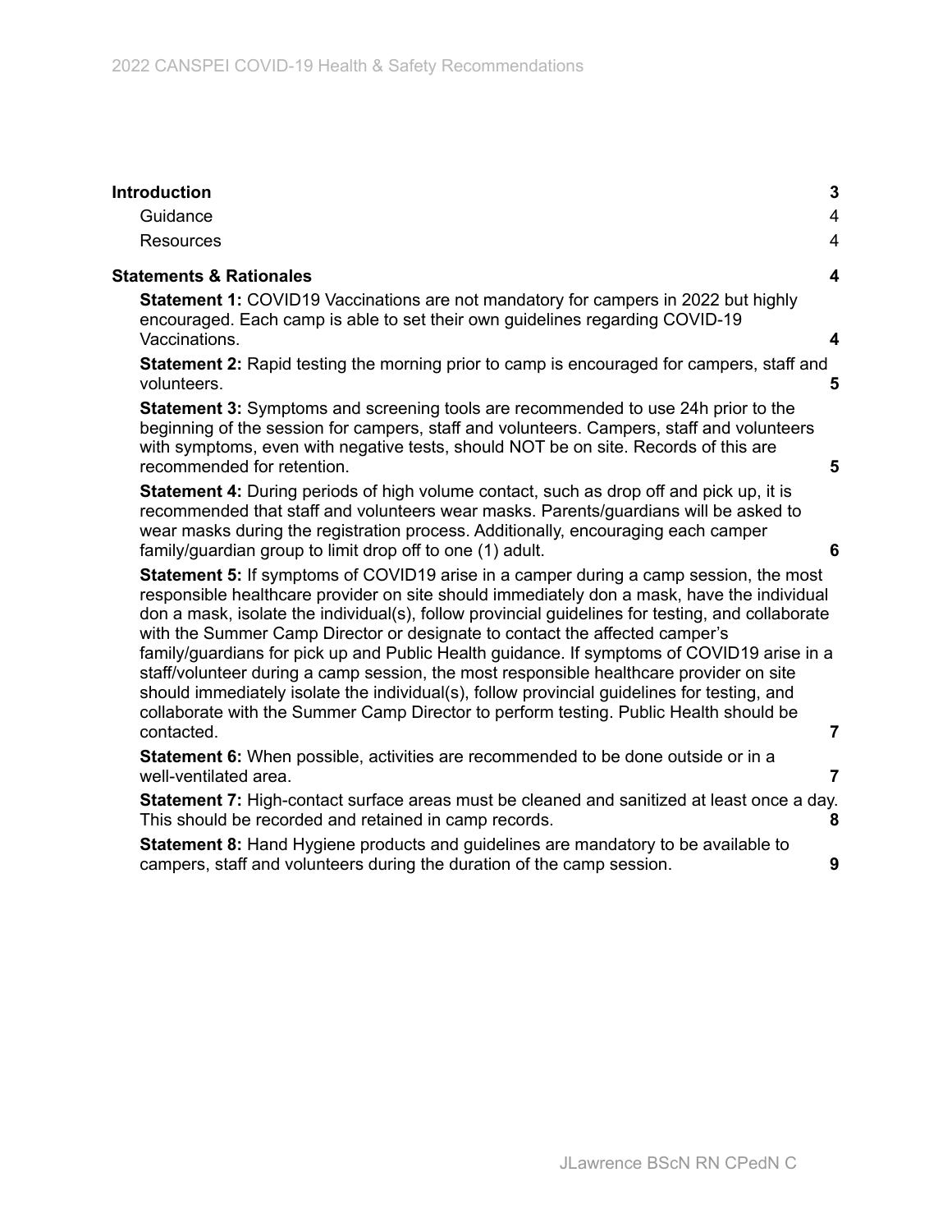**Introduction** 3

Guidance 4

Resources 4

**Statements & Rationales** 4

**Statement 1:** COVID19 Vaccinations are not mandatory for campers in 2022 but highly encouraged. Each camp is able to set their own guidelines regarding COVID-19 Vaccinations. 4

**Statement 2:** Rapid testing the morning prior to camp is encouraged for campers, staff and volunteers. 5

**Statement 3:** Symptoms and screening tools are recommended to use 24h prior to the beginning of the session for campers, staff and volunteers. Campers, staff and volunteers with symptoms, even with negative tests, should NOT be on site. Records of this are recommended for retention. 5

**Statement 4:** During periods of high volume contact, such as drop off and pick up, it is recommended that staff and volunteers wear masks. Parents/guardians will be asked to wear masks during the registration process. Additionally, encouraging each camper family/guardian group to limit drop off to one (1) adult. 6

**Statement 5:** If symptoms of COVID19 arise in a camper during a camp session, the most responsible healthcare provider on site should immediately don a mask, have the individual don a mask, isolate the individual(s), follow provincial guidelines for testing, and collaborate with the Summer Camp Director or designate to contact the affected camper's family/guardians for pick up and Public Health guidance. If symptoms of COVID19 arise in a staff/volunteer during a camp session, the most responsible healthcare provider on site should immediately isolate the individual(s), follow provincial guidelines for testing, and collaborate with the Summer Camp Director to perform testing. Public Health should be contacted. 7

**Statement 6:** When possible, activities are recommended to be done outside or in a well-ventilated area. 7

**Statement 7:** High-contact surface areas must be cleaned and sanitized at least once a day. This should be recorded and retained in camp records. 8

**Statement 8:** Hand Hygiene products and guidelines are mandatory to be available to campers, staff and volunteers during the duration of the camp session. 9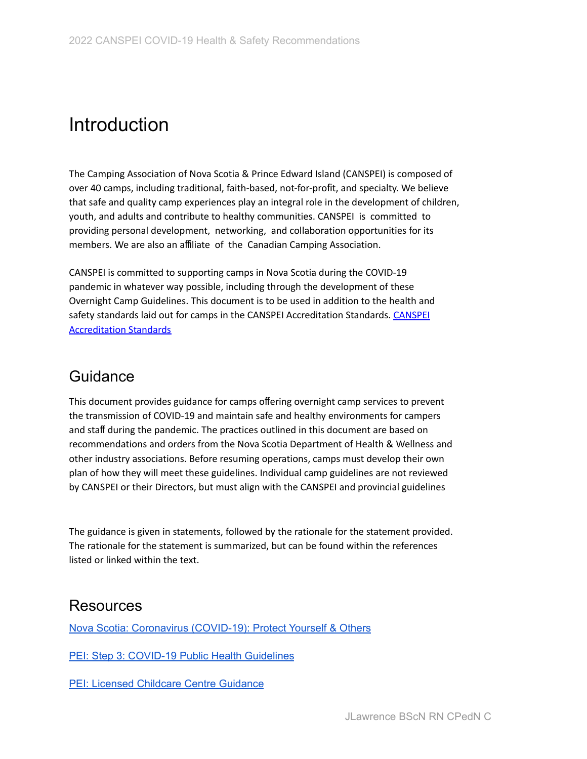# Introduction

The Camping Association of Nova Scotia & Prince Edward Island (CANSPEI) is composed of over 40 camps, including traditional, faith-based, not-for-profit, and specialty. We believe that safe and quality camp experiences play an integral role in the development of children, youth, and adults and contribute to healthy communities. CANSPEI is committed to providing personal development, networking, and collaboration opportunities for its members. We are also an affiliate of the Canadian Camping Association.

CANSPEI is committed to supporting camps in Nova Scotia during the COVID-19 pandemic in whatever way possible, including through the development of these Overnight Camp Guidelines. This document is to be used in addition to the health and safety standards laid out for camps in the CANSPEI Accreditation Standards. CANSPEI Accreditation Standards

## Guidance

This document provides guidance for camps offering overnight camp services to prevent the transmission of COVID-19 and maintain safe and healthy environments for campers and staff during the pandemic. The practices outlined in this document are based on recommendations and orders from the Nova Scotia Department of Health & Wellness and other industry associations. Before resuming operations, camps must develop their own plan of how they will meet these guidelines. Individual camp guidelines are not reviewed by CANSPEI or their Directors, but must align with the CANSPEI and provincial guidelines

The guidance is given in statements, followed by the rationale for the statement provided. The rationale for the statement is summarized, but can be found within the references listed or linked within the text.

## Resources

Nova Scotia: Coronavirus (COVID-19): Protect Yourself & Others

PEI: Step 3: COVID-19 Public Health Guidelines

PEI: Licensed Childcare Centre Guidance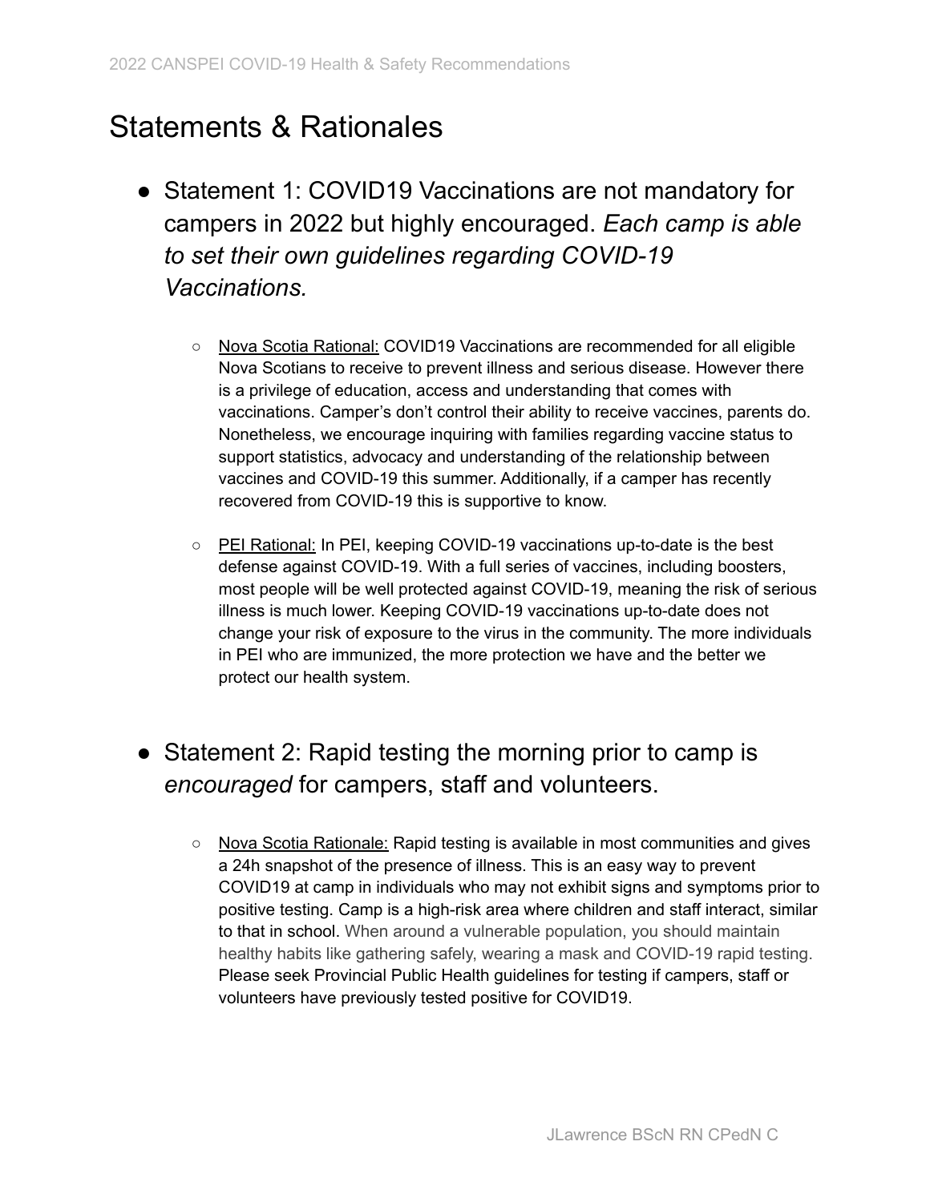# Statements & Rationales

- Statement 1: COVID19 Vaccinations are not mandatory for campers in 2022 but highly encouraged. *Each camp is able to set their own guidelines regarding COVID-19 Vaccinations.*
    - Nova Scotia Rational: COVID19 Vaccinations are recommended for all eligible Nova Scotians to receive to prevent illness and serious disease. However there is a privilege of education, access and understanding that comes with vaccinations. Camper's don't control their ability to receive vaccines, parents do. Nonetheless, we encourage inquiring with families regarding vaccine status to support statistics, advocacy and understanding of the relationship between vaccines and COVID-19 this summer. Additionally, if a camper has recently recovered from COVID-19 this is supportive to know.
    - PEI Rational: In PEI, keeping COVID-19 vaccinations up-to-date is the best defense against COVID-19. With a full series of vaccines, including boosters, most people will be well protected against COVID-19, meaning the risk of serious illness is much lower. Keeping COVID-19 vaccinations up-to-date does not change your risk of exposure to the virus in the community. The more individuals in PEI who are immunized, the more protection we have and the better we protect our health system.

- Statement 2: Rapid testing the morning prior to camp is *encouraged* for campers, staff and volunteers.
    - Nova Scotia Rationale: Rapid testing is available in most communities and gives a 24h snapshot of the presence of illness. This is an easy way to prevent COVID19 at camp in individuals who may not exhibit signs and symptoms prior to positive testing. Camp is a high-risk area where children and staff interact, similar to that in school. When around a vulnerable population, you should maintain healthy habits like gathering safely, wearing a mask and COVID-19 rapid testing. Please seek Provincial Public Health guidelines for testing if campers, staff or volunteers have previously tested positive for COVID19.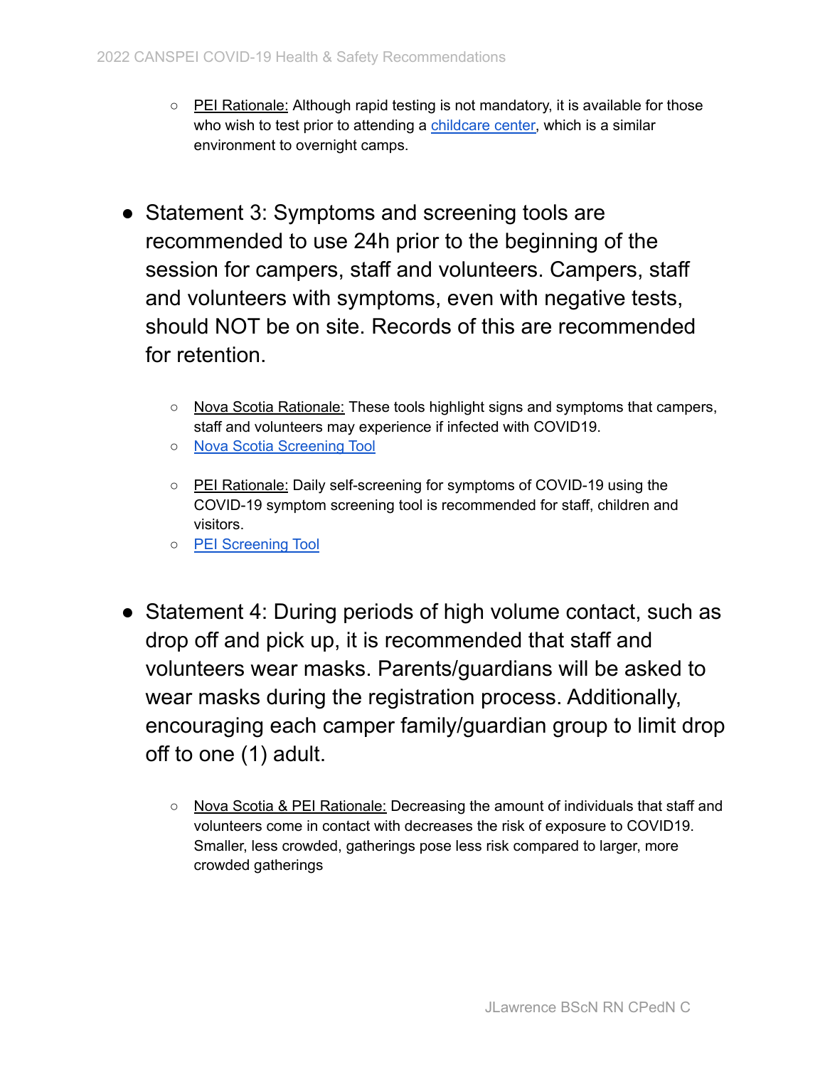- PEI Rationale: Although rapid testing is not mandatory, it is available for those who wish to test prior to attending a childcare center, which is a similar environment to overnight camps.

- Statement 3: Symptoms and screening tools are recommended to use 24h prior to the beginning of the session for campers, staff and volunteers. Campers, staff and volunteers with symptoms, even with negative tests, should NOT be on site. Records of this are recommended for retention.

  - Nova Scotia Rationale: These tools highlight signs and symptoms that campers, staff and volunteers may experience if infected with COVID19.
  - Nova Scotia Screening Tool
  - PEI Rationale: Daily self-screening for symptoms of COVID-19 using the COVID-19 symptom screening tool is recommended for staff, children and visitors.
  - PEI Screening Tool

- Statement 4: During periods of high volume contact, such as drop off and pick up, it is recommended that staff and volunteers wear masks. Parents/guardians will be asked to wear masks during the registration process. Additionally, encouraging each camper family/guardian group to limit drop off to one (1) adult.

  - Nova Scotia & PEI Rationale: Decreasing the amount of individuals that staff and volunteers come in contact with decreases the risk of exposure to COVID19. Smaller, less crowded, gatherings pose less risk compared to larger, more crowded gatherings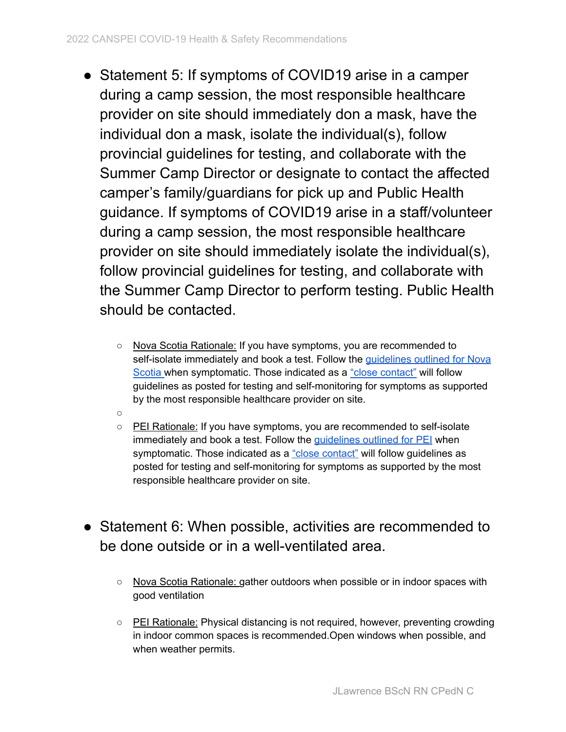- Statement 5: If symptoms of COVID19 arise in a camper during a camp session, the most responsible healthcare provider on site should immediately don a mask, have the individual don a mask, isolate the individual(s), follow provincial guidelines for testing, and collaborate with the Summer Camp Director or designate to contact the affected camper's family/guardians for pick up and Public Health guidance. If symptoms of COVID19 arise in a staff/volunteer during a camp session, the most responsible healthcare provider on site should immediately isolate the individual(s), follow provincial guidelines for testing, and collaborate with the Summer Camp Director to perform testing. Public Health should be contacted.
  - Nova Scotia Rationale: If you have symptoms, you are recommended to self-isolate immediately and book a test. Follow the guidelines outlined for Nova Scotia when symptomatic. Those indicated as a "close contact" will follow guidelines as posted for testing and self-monitoring for symptoms as supported by the most responsible healthcare provider on site.
  - PEI Rationale: If you have symptoms, you are recommended to self-isolate immediately and book a test. Follow the guidelines outlined for PEI when symptomatic. Those indicated as a "close contact" will follow guidelines as posted for testing and self-monitoring for symptoms as supported by the most responsible healthcare provider on site.

- Statement 6: When possible, activities are recommended to be done outside or in a well-ventilated area.
  - Nova Scotia Rationale: gather outdoors when possible or in indoor spaces with good ventilation
  - PEI Rationale: Physical distancing is not required, however, preventing crowding in indoor common spaces is recommended.Open windows when possible, and when weather permits.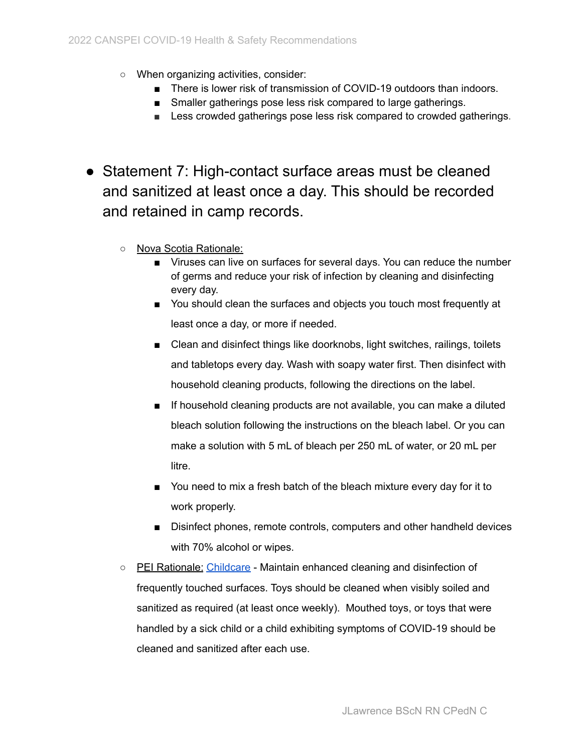- When organizing activities, consider:
    - There is lower risk of transmission of COVID-19 outdoors than indoors.
    - Smaller gatherings pose less risk compared to large gatherings.
    - Less crowded gatherings pose less risk compared to crowded gatherings.

- Statement 7: High-contact surface areas must be cleaned and sanitized at least once a day. This should be recorded and retained in camp records.
    - Nova Scotia Rationale:
        - Viruses can live on surfaces for several days. You can reduce the number of germs and reduce your risk of infection by cleaning and disinfecting every day.
        - You should clean the surfaces and objects you touch most frequently at least once a day, or more if needed.
        - Clean and disinfect things like doorknobs, light switches, railings, toilets and tabletops every day. Wash with soapy water first. Then disinfect with household cleaning products, following the directions on the label.
        - If household cleaning products are not available, you can make a diluted bleach solution following the instructions on the bleach label. Or you can make a solution with 5 mL of bleach per 250 mL of water, or 20 mL per litre.
        - You need to mix a fresh batch of the bleach mixture every day for it to work properly.
        - Disinfect phones, remote controls, computers and other handheld devices with 70% alcohol or wipes.
    - PEI Rationale: Childcare - Maintain enhanced cleaning and disinfection of frequently touched surfaces. Toys should be cleaned when visibly soiled and sanitized as required (at least once weekly). Mouthed toys, or toys that were handled by a sick child or a child exhibiting symptoms of COVID-19 should be cleaned and sanitized after each use.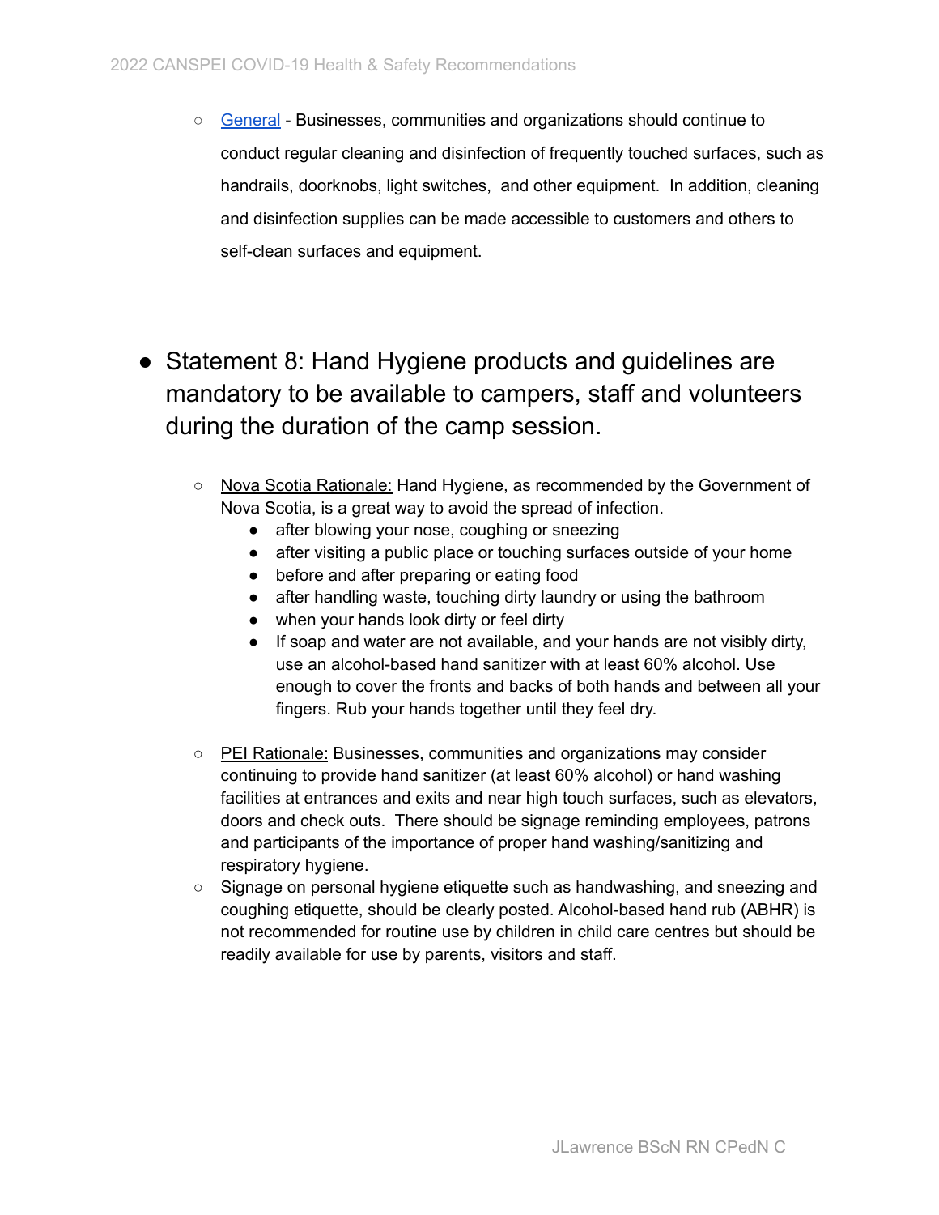- General - Businesses, communities and organizations should continue to conduct regular cleaning and disinfection of frequently touched surfaces, such as handrails, doorknobs, light switches, and other equipment. In addition, cleaning and disinfection supplies can be made accessible to customers and others to self-clean surfaces and equipment.

- Statement 8: Hand Hygiene products and guidelines are mandatory to be available to campers, staff and volunteers during the duration of the camp session.
  - Nova Scotia Rationale: Hand Hygiene, as recommended by the Government of Nova Scotia, is a great way to avoid the spread of infection.
    - after blowing your nose, coughing or sneezing
    - after visiting a public place or touching surfaces outside of your home
    - before and after preparing or eating food
    - after handling waste, touching dirty laundry or using the bathroom
    - when your hands look dirty or feel dirty
    - If soap and water are not available, and your hands are not visibly dirty, use an alcohol-based hand sanitizer with at least 60% alcohol. Use enough to cover the fronts and backs of both hands and between all your fingers. Rub your hands together until they feel dry.
  - PEI Rationale: Businesses, communities and organizations may consider continuing to provide hand sanitizer (at least 60% alcohol) or hand washing facilities at entrances and exits and near high touch surfaces, such as elevators, doors and check outs. There should be signage reminding employees, patrons and participants of the importance of proper hand washing/sanitizing and respiratory hygiene.
  - Signage on personal hygiene etiquette such as handwashing, and sneezing and coughing etiquette, should be clearly posted. Alcohol-based hand rub (ABHR) is not recommended for routine use by children in child care centres but should be readily available for use by parents, visitors and staff.